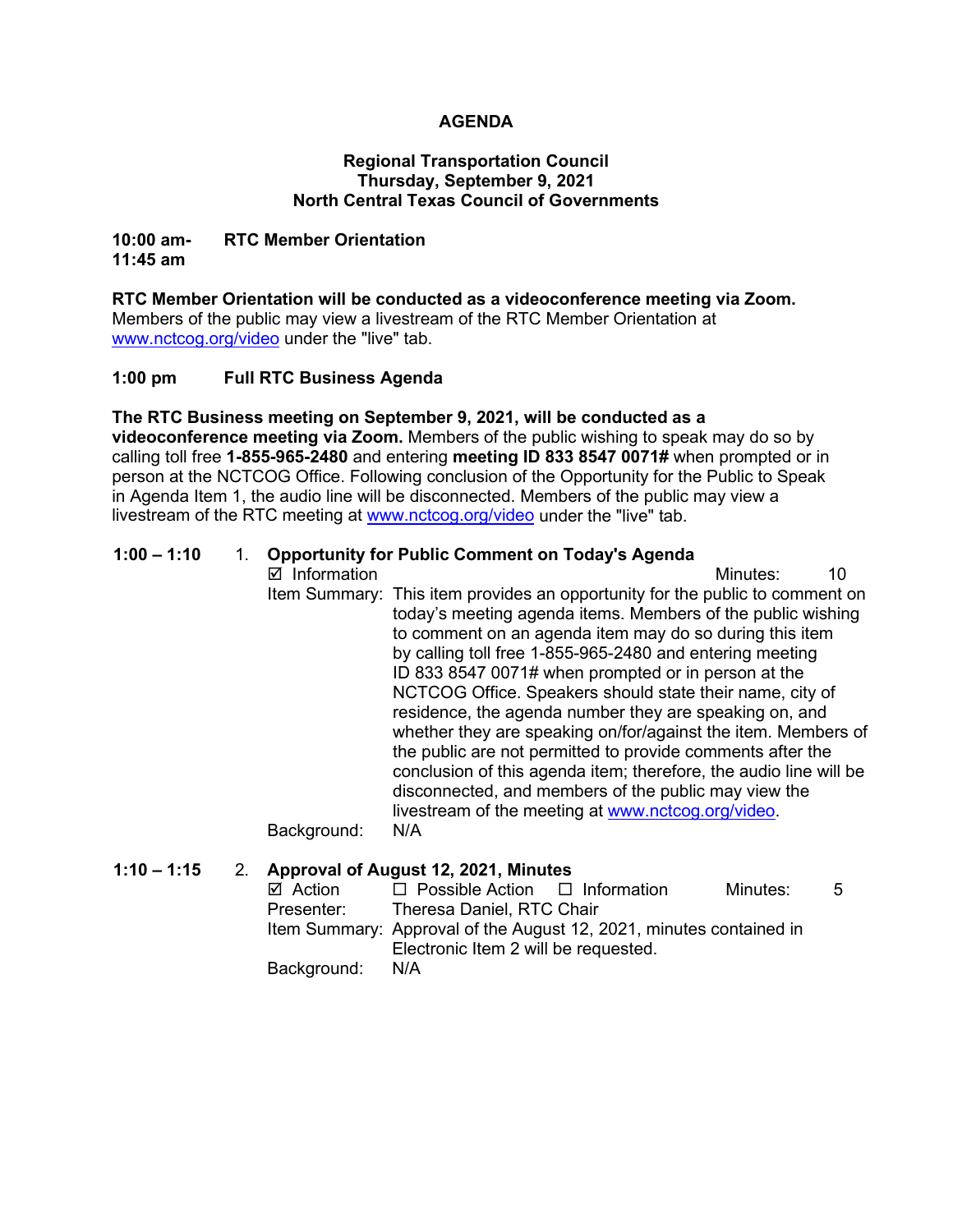# AGENDA

## Regional Transportation Council
## Thursday, September 9, 2021
## North Central Texas Council of Governments

**10:00 am-11:45 am** **RTC Member Orientation**

**RTC Member Orientation will be conducted as a videoconference meeting via Zoom.** Members of the public may view a livestream of the RTC Member Orientation at www.nctcog.org/video under the "live" tab.

**1:00 pm** **Full RTC Business Agenda**

**The RTC Business meeting on September 9, 2021, will be conducted as a videoconference meeting via Zoom.** Members of the public wishing to speak may do so by calling toll free **1-855-965-2480** and entering **meeting ID 833 8547 0071#** when prompted or in person at the NCTCOG Office. Following conclusion of the Opportunity for the Public to Speak in Agenda Item 1, the audio line will be disconnected. Members of the public may view a livestream of the RTC meeting at www.nctcog.org/video under the "live" tab.

**1:00 – 1:10** 1. **Opportunity for Public Comment on Today's Agenda**

☑ Information Minutes: 10

Item Summary: This item provides an opportunity for the public to comment on today's meeting agenda items. Members of the public wishing to comment on an agenda item may do so during this item by calling toll free 1-855-965-2480 and entering meeting ID 833 8547 0071# when prompted or in person at the NCTCOG Office. Speakers should state their name, city of residence, the agenda number they are speaking on, and whether they are speaking on/for/against the item. Members of the public are not permitted to provide comments after the conclusion of this agenda item; therefore, the audio line will be disconnected, and members of the public may view the livestream of the meeting at www.nctcog.org/video.

Background: N/A

**1:10 – 1:15** 2. **Approval of August 12, 2021, Minutes**

☑ Action ☐ Possible Action ☐ Information Minutes: 5

Presenter: Theresa Daniel, RTC Chair

Item Summary: Approval of the August 12, 2021, minutes contained in Electronic Item 2 will be requested.

Background: N/A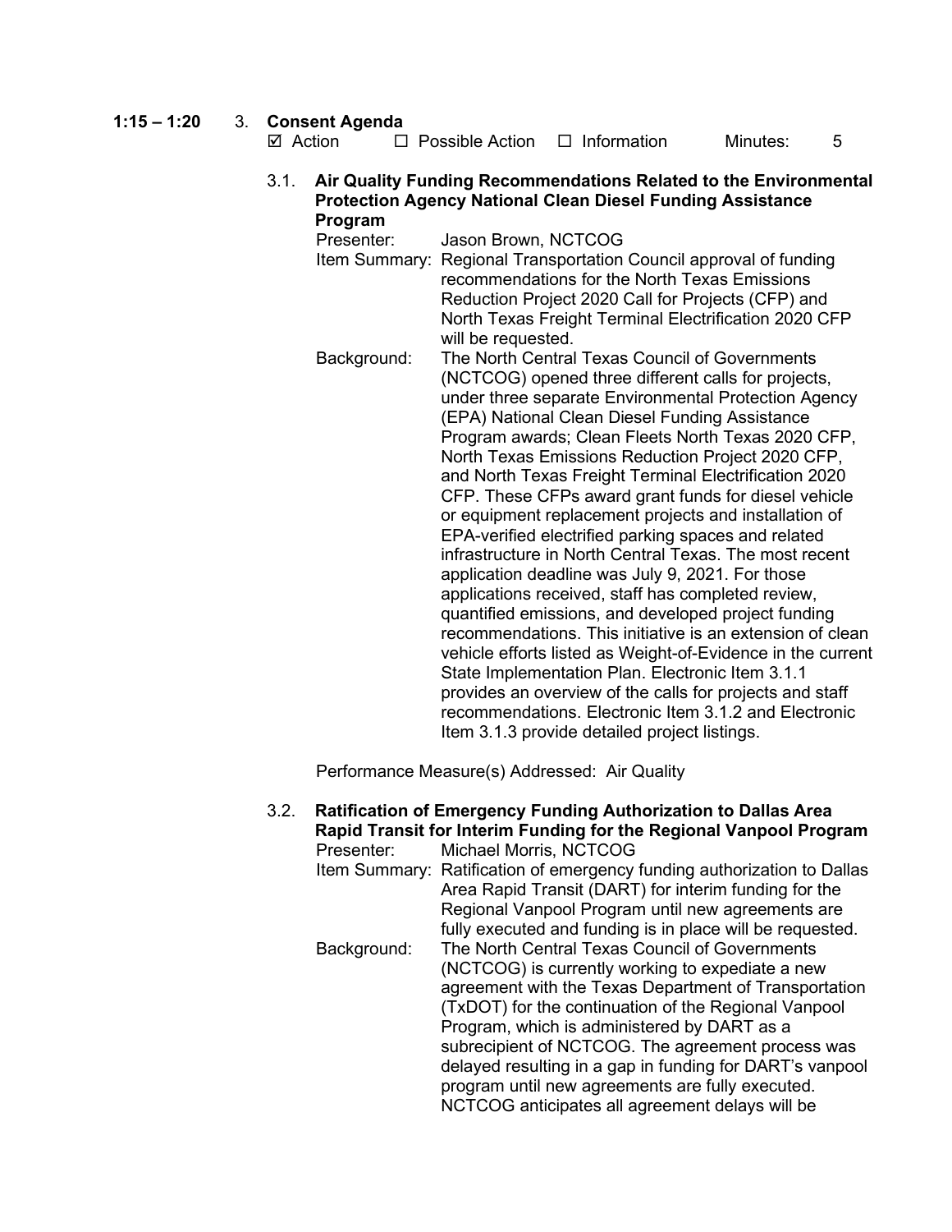**1:15 – 1:20** 3. **Consent Agenda**

☑ Action ☐ Possible Action ☐ Information Minutes: 5

3.1. **Air Quality Funding Recommendations Related to the Environmental Protection Agency National Clean Diesel Funding Assistance Program**

Presenter: Jason Brown, NCTCOG

Item Summary: Regional Transportation Council approval of funding recommendations for the North Texas Emissions Reduction Project 2020 Call for Projects (CFP) and North Texas Freight Terminal Electrification 2020 CFP will be requested.

Background: The North Central Texas Council of Governments (NCTCOG) opened three different calls for projects, under three separate Environmental Protection Agency (EPA) National Clean Diesel Funding Assistance Program awards; Clean Fleets North Texas 2020 CFP, North Texas Emissions Reduction Project 2020 CFP, and North Texas Freight Terminal Electrification 2020 CFP. These CFPs award grant funds for diesel vehicle or equipment replacement projects and installation of EPA-verified electrified parking spaces and related infrastructure in North Central Texas. The most recent application deadline was July 9, 2021. For those applications received, staff has completed review, quantified emissions, and developed project funding recommendations. This initiative is an extension of clean vehicle efforts listed as Weight-of-Evidence in the current State Implementation Plan. Electronic Item 3.1.1 provides an overview of the calls for projects and staff recommendations. Electronic Item 3.1.2 and Electronic Item 3.1.3 provide detailed project listings.

Performance Measure(s) Addressed: Air Quality

3.2. **Ratification of Emergency Funding Authorization to Dallas Area Rapid Transit for Interim Funding for the Regional Vanpool Program**

Presenter: Michael Morris, NCTCOG

Item Summary: Ratification of emergency funding authorization to Dallas Area Rapid Transit (DART) for interim funding for the Regional Vanpool Program until new agreements are fully executed and funding is in place will be requested.

Background: The North Central Texas Council of Governments (NCTCOG) is currently working to expediate a new agreement with the Texas Department of Transportation (TxDOT) for the continuation of the Regional Vanpool Program, which is administered by DART as a subrecipient of NCTCOG. The agreement process was delayed resulting in a gap in funding for DART's vanpool program until new agreements are fully executed. NCTCOG anticipates all agreement delays will be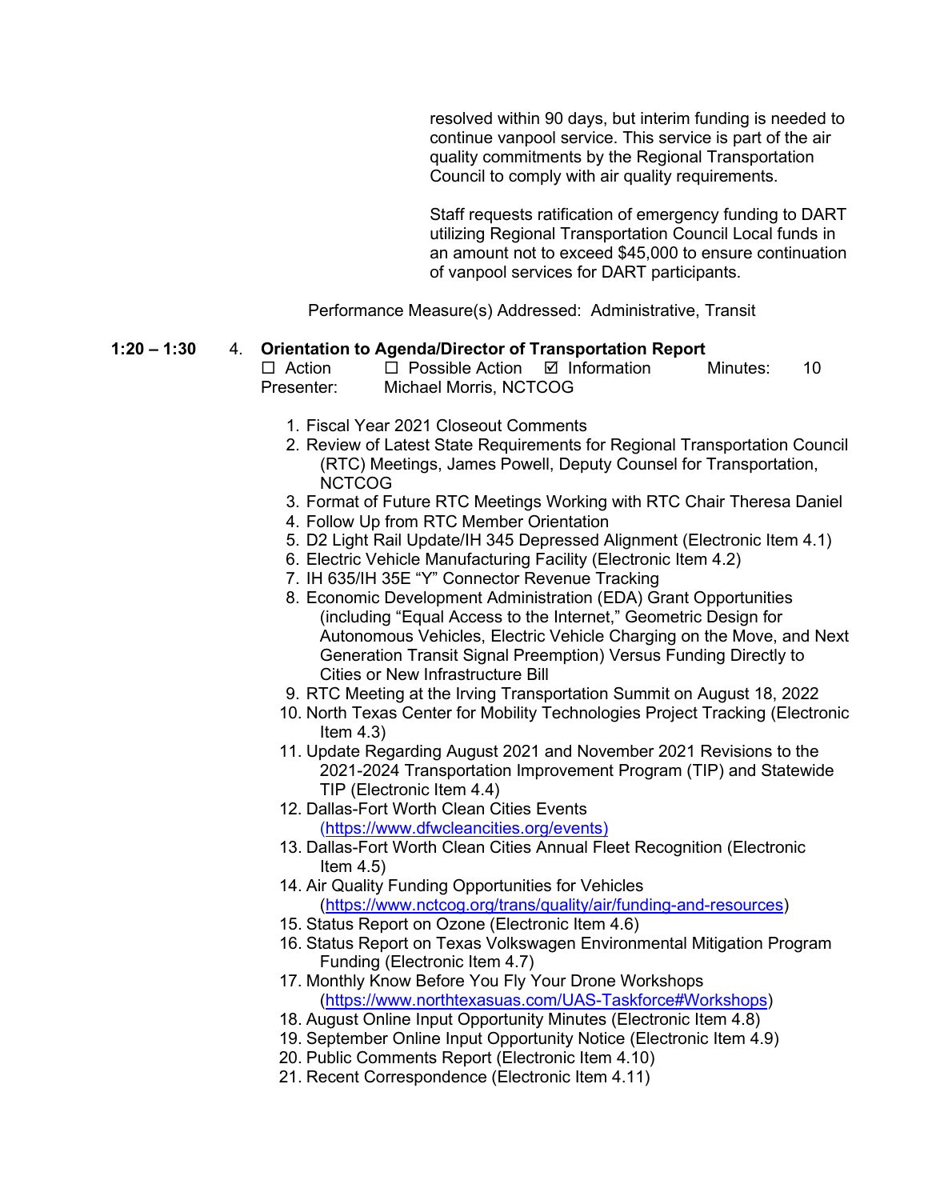resolved within 90 days, but interim funding is needed to continue vanpool service. This service is part of the air quality commitments by the Regional Transportation Council to comply with air quality requirements.

Staff requests ratification of emergency funding to DART utilizing Regional Transportation Council Local funds in an amount not to exceed $45,000 to ensure continuation of vanpool services for DART participants.

Performance Measure(s) Addressed: Administrative, Transit

**1:20 – 1:30** 4. **Orientation to Agenda/Director of Transportation Report**

☐ Action ☐ Possible Action ☑ Information Minutes: 10

Presenter: Michael Morris, NCTCOG

1. Fiscal Year 2021 Closeout Comments
2. Review of Latest State Requirements for Regional Transportation Council (RTC) Meetings, James Powell, Deputy Counsel for Transportation, NCTCOG
3. Format of Future RTC Meetings Working with RTC Chair Theresa Daniel
4. Follow Up from RTC Member Orientation
5. D2 Light Rail Update/IH 345 Depressed Alignment (Electronic Item 4.1)
6. Electric Vehicle Manufacturing Facility (Electronic Item 4.2)
7. IH 635/IH 35E "Y" Connector Revenue Tracking
8. Economic Development Administration (EDA) Grant Opportunities (including "Equal Access to the Internet," Geometric Design for Autonomous Vehicles, Electric Vehicle Charging on the Move, and Next Generation Transit Signal Preemption) Versus Funding Directly to Cities or New Infrastructure Bill
9. RTC Meeting at the Irving Transportation Summit on August 18, 2022
10. North Texas Center for Mobility Technologies Project Tracking (Electronic Item 4.3)
11. Update Regarding August 2021 and November 2021 Revisions to the 2021-2024 Transportation Improvement Program (TIP) and Statewide TIP (Electronic Item 4.4)
12. Dallas-Fort Worth Clean Cities Events (https://www.dfwcleancities.org/events)
13. Dallas-Fort Worth Clean Cities Annual Fleet Recognition (Electronic Item 4.5)
14. Air Quality Funding Opportunities for Vehicles (https://www.nctcog.org/trans/quality/air/funding-and-resources)
15. Status Report on Ozone (Electronic Item 4.6)
16. Status Report on Texas Volkswagen Environmental Mitigation Program Funding (Electronic Item 4.7)
17. Monthly Know Before You Fly Your Drone Workshops (https://www.northtexasuas.com/UAS-Taskforce#Workshops)
18. August Online Input Opportunity Minutes (Electronic Item 4.8)
19. September Online Input Opportunity Notice (Electronic Item 4.9)
20. Public Comments Report (Electronic Item 4.10)
21. Recent Correspondence (Electronic Item 4.11)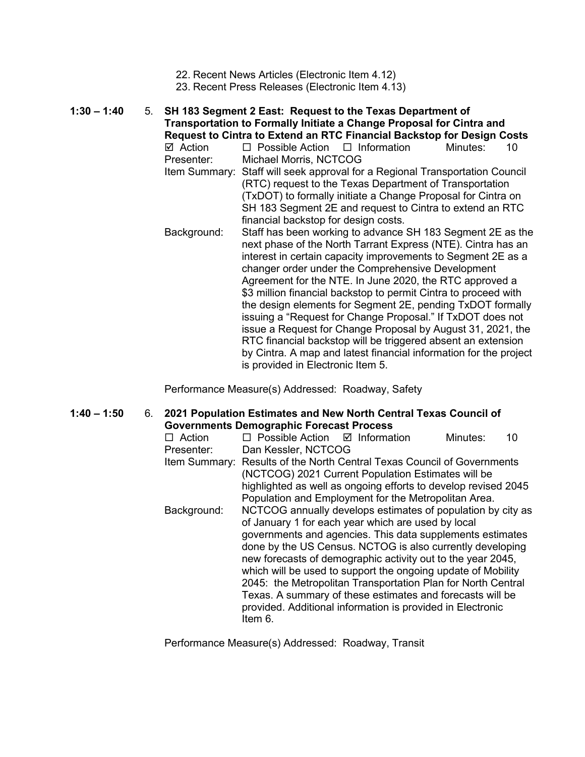22. Recent News Articles (Electronic Item 4.12)
23. Recent Press Releases (Electronic Item 4.13)

**1:30 – 1:40** 5. **SH 183 Segment 2 East: Request to the Texas Department of Transportation to Formally Initiate a Change Proposal for Cintra and Request to Cintra to Extend an RTC Financial Backstop for Design Costs**

☑ Action ☐ Possible Action ☐ Information Minutes: 10

Presenter: Michael Morris, NCTCOG

Item Summary: Staff will seek approval for a Regional Transportation Council (RTC) request to the Texas Department of Transportation (TxDOT) to formally initiate a Change Proposal for Cintra on SH 183 Segment 2E and request to Cintra to extend an RTC financial backstop for design costs.

Background: Staff has been working to advance SH 183 Segment 2E as the next phase of the North Tarrant Express (NTE). Cintra has an interest in certain capacity improvements to Segment 2E as a changer order under the Comprehensive Development Agreement for the NTE. In June 2020, the RTC approved a $3 million financial backstop to permit Cintra to proceed with the design elements for Segment 2E, pending TxDOT formally issuing a "Request for Change Proposal." If TxDOT does not issue a Request for Change Proposal by August 31, 2021, the RTC financial backstop will be triggered absent an extension by Cintra. A map and latest financial information for the project is provided in Electronic Item 5.

Performance Measure(s) Addressed: Roadway, Safety

**1:40 – 1:50** 6. **2021 Population Estimates and New North Central Texas Council of Governments Demographic Forecast Process**

☐ Action ☐ Possible Action ☑ Information Minutes: 10

Presenter: Dan Kessler, NCTCOG

Item Summary: Results of the North Central Texas Council of Governments (NCTCOG) 2021 Current Population Estimates will be highlighted as well as ongoing efforts to develop revised 2045 Population and Employment for the Metropolitan Area.

Background: NCTCOG annually develops estimates of population by city as of January 1 for each year which are used by local governments and agencies. This data supplements estimates done by the US Census. NCTOG is also currently developing new forecasts of demographic activity out to the year 2045, which will be used to support the ongoing update of Mobility 2045: the Metropolitan Transportation Plan for North Central Texas. A summary of these estimates and forecasts will be provided. Additional information is provided in Electronic Item 6.

Performance Measure(s) Addressed: Roadway, Transit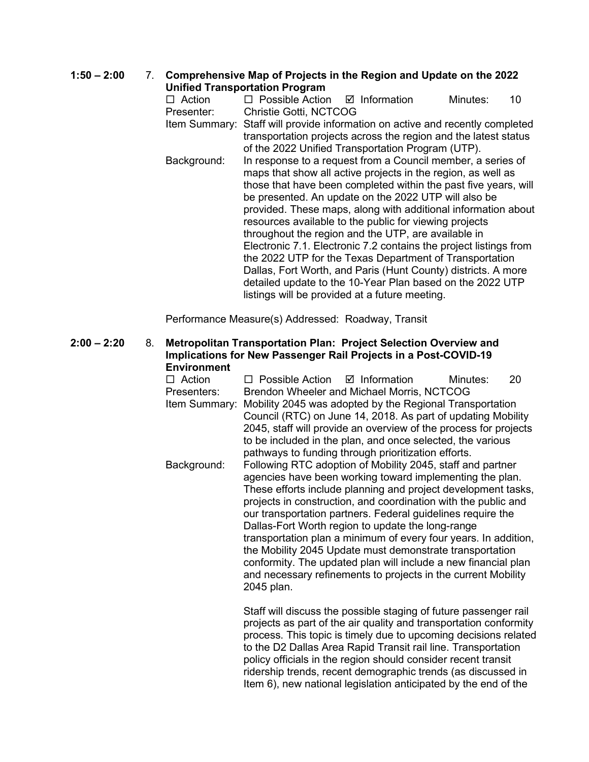**1:50 – 2:00** 7. **Comprehensive Map of Projects in the Region and Update on the 2022 Unified Transportation Program**

☐ Action ☐ Possible Action ☑ Information Minutes: 10

Presenter: Christie Gotti, NCTCOG

Item Summary: Staff will provide information on active and recently completed transportation projects across the region and the latest status of the 2022 Unified Transportation Program (UTP).

Background: In response to a request from a Council member, a series of maps that show all active projects in the region, as well as those that have been completed within the past five years, will be presented. An update on the 2022 UTP will also be provided. These maps, along with additional information about resources available to the public for viewing projects throughout the region and the UTP, are available in Electronic 7.1. Electronic 7.2 contains the project listings from the 2022 UTP for the Texas Department of Transportation Dallas, Fort Worth, and Paris (Hunt County) districts. A more detailed update to the 10-Year Plan based on the 2022 UTP listings will be provided at a future meeting.

Performance Measure(s) Addressed: Roadway, Transit

**2:00 – 2:20** 8. **Metropolitan Transportation Plan: Project Selection Overview and Implications for New Passenger Rail Projects in a Post-COVID-19 Environment**

☐ Action ☐ Possible Action ☑ Information Minutes: 20

Presenters: Brendon Wheeler and Michael Morris, NCTCOG

Item Summary: Mobility 2045 was adopted by the Regional Transportation Council (RTC) on June 14, 2018. As part of updating Mobility 2045, staff will provide an overview of the process for projects to be included in the plan, and once selected, the various pathways to funding through prioritization efforts.

Background: Following RTC adoption of Mobility 2045, staff and partner agencies have been working toward implementing the plan. These efforts include planning and project development tasks, projects in construction, and coordination with the public and our transportation partners. Federal guidelines require the Dallas-Fort Worth region to update the long-range transportation plan a minimum of every four years. In addition, the Mobility 2045 Update must demonstrate transportation conformity. The updated plan will include a new financial plan and necessary refinements to projects in the current Mobility 2045 plan.

Staff will discuss the possible staging of future passenger rail projects as part of the air quality and transportation conformity process. This topic is timely due to upcoming decisions related to the D2 Dallas Area Rapid Transit rail line. Transportation policy officials in the region should consider recent transit ridership trends, recent demographic trends (as discussed in Item 6), new national legislation anticipated by the end of the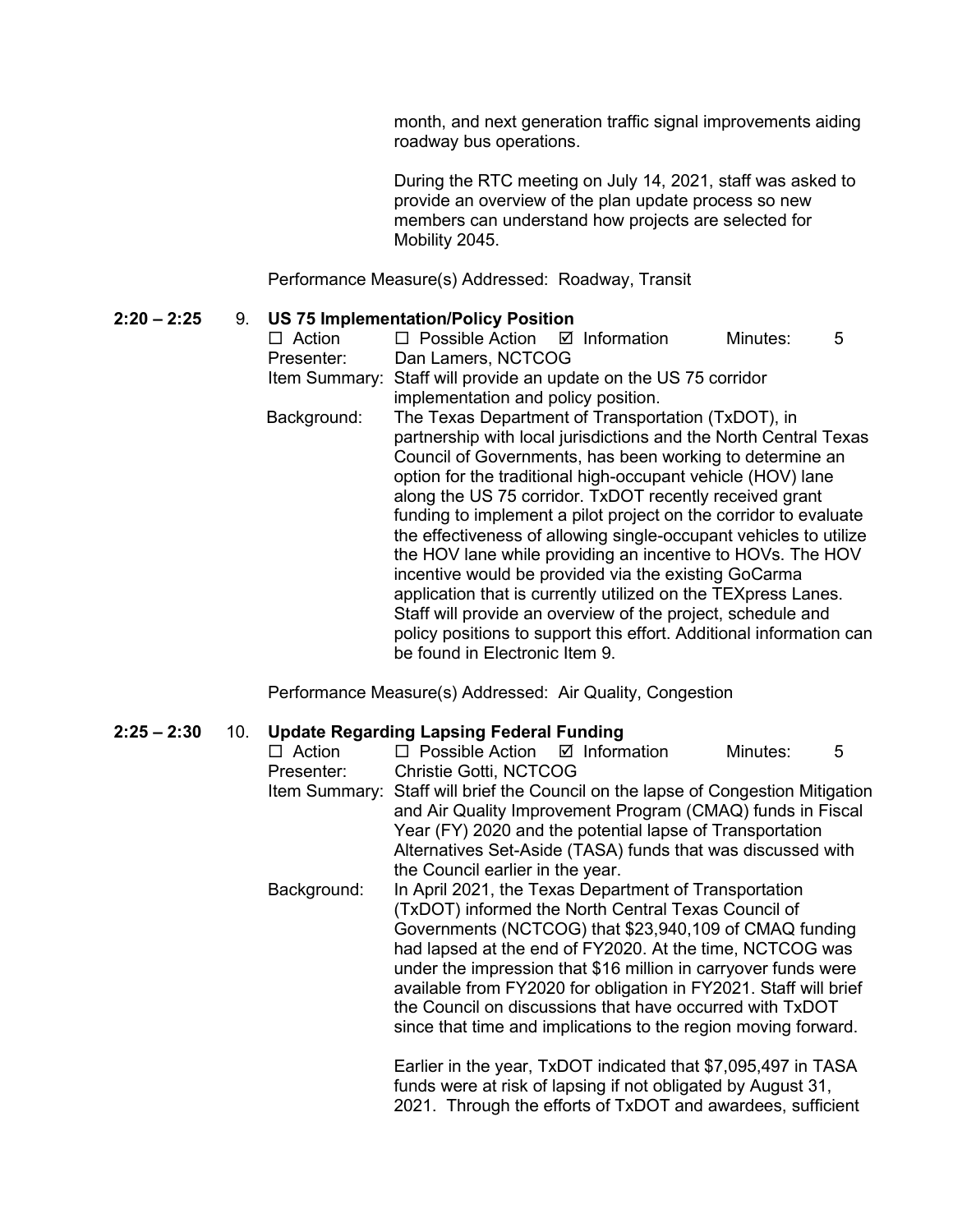month, and next generation traffic signal improvements aiding roadway bus operations.

During the RTC meeting on July 14, 2021, staff was asked to provide an overview of the plan update process so new members can understand how projects are selected for Mobility 2045.

Performance Measure(s) Addressed: Roadway, Transit

**2:20 – 2:25** 9. **US 75 Implementation/Policy Position**

☐ Action ☐ Possible Action ☑ Information Minutes: 5

Presenter: Dan Lamers, NCTCOG

Item Summary: Staff will provide an update on the US 75 corridor implementation and policy position.

Background: The Texas Department of Transportation (TxDOT), in partnership with local jurisdictions and the North Central Texas Council of Governments, has been working to determine an option for the traditional high-occupant vehicle (HOV) lane along the US 75 corridor. TxDOT recently received grant funding to implement a pilot project on the corridor to evaluate the effectiveness of allowing single-occupant vehicles to utilize the HOV lane while providing an incentive to HOVs. The HOV incentive would be provided via the existing GoCarma application that is currently utilized on the TEXpress Lanes. Staff will provide an overview of the project, schedule and policy positions to support this effort. Additional information can be found in Electronic Item 9.

Performance Measure(s) Addressed: Air Quality, Congestion

**2:25 – 2:30** 10. **Update Regarding Lapsing Federal Funding**

☐ Action ☐ Possible Action ☑ Information Minutes: 5

Presenter: Christie Gotti, NCTCOG

Item Summary: Staff will brief the Council on the lapse of Congestion Mitigation and Air Quality Improvement Program (CMAQ) funds in Fiscal Year (FY) 2020 and the potential lapse of Transportation Alternatives Set-Aside (TASA) funds that was discussed with the Council earlier in the year.

Background: In April 2021, the Texas Department of Transportation (TxDOT) informed the North Central Texas Council of Governments (NCTCOG) that $23,940,109 of CMAQ funding had lapsed at the end of FY2020. At the time, NCTCOG was under the impression that $16 million in carryover funds were available from FY2020 for obligation in FY2021. Staff will brief the Council on discussions that have occurred with TxDOT since that time and implications to the region moving forward.

Earlier in the year, TxDOT indicated that $7,095,497 in TASA funds were at risk of lapsing if not obligated by August 31, 2021. Through the efforts of TxDOT and awardees, sufficient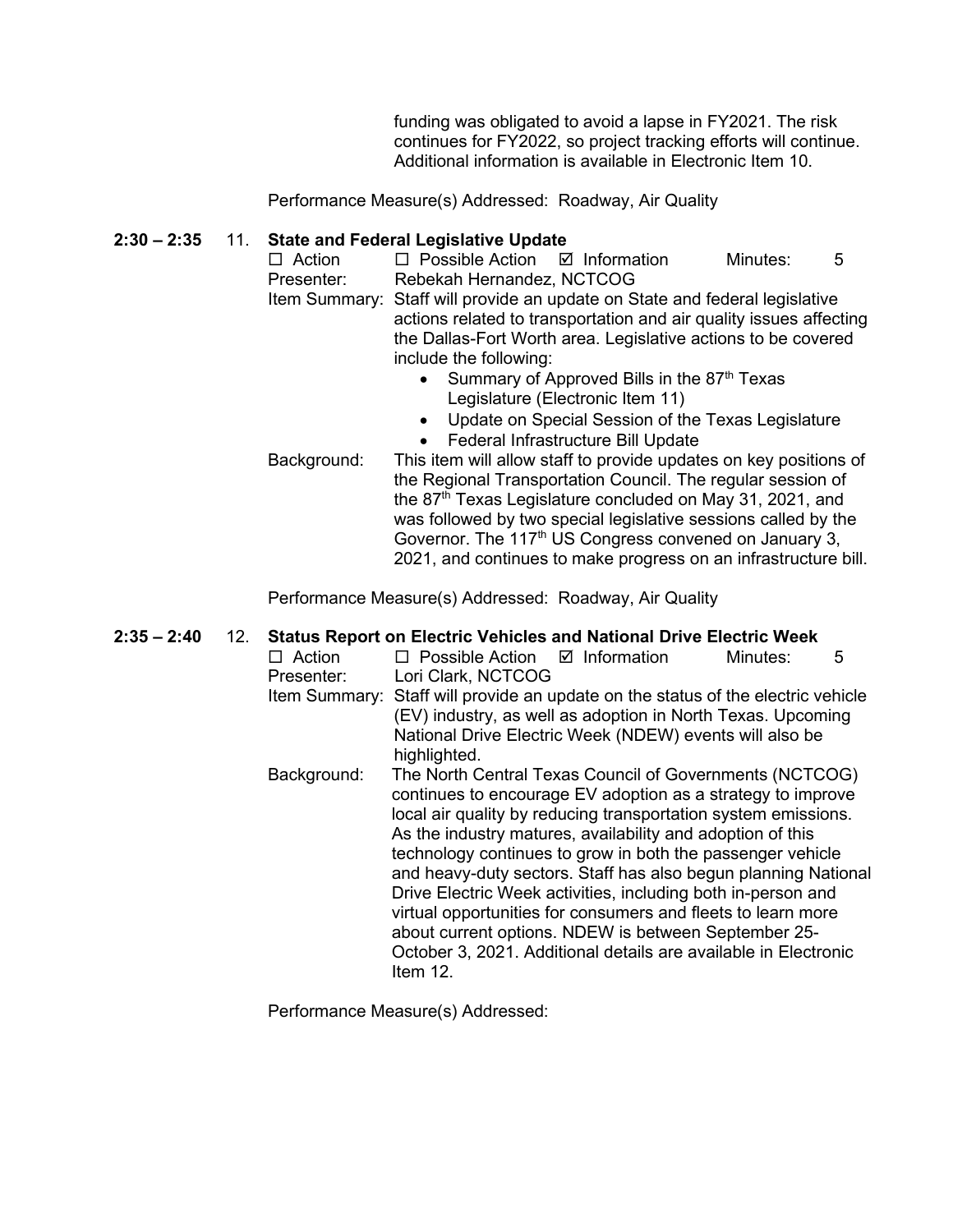funding was obligated to avoid a lapse in FY2021. The risk continues for FY2022, so project tracking efforts will continue. Additional information is available in Electronic Item 10.

Performance Measure(s) Addressed: Roadway, Air Quality

**2:30 – 2:35 11. State and Federal Legislative Update**

☐ Action ☐ Possible Action ☑ Information Minutes: 5

Presenter: Rebekah Hernandez, NCTCOG

Item Summary: Staff will provide an update on State and federal legislative actions related to transportation and air quality issues affecting the Dallas-Fort Worth area. Legislative actions to be covered include the following:

- Summary of Approved Bills in the 87th Texas Legislature (Electronic Item 11)
- Update on Special Session of the Texas Legislature
- Federal Infrastructure Bill Update

Background: This item will allow staff to provide updates on key positions of the Regional Transportation Council. The regular session of the 87th Texas Legislature concluded on May 31, 2021, and was followed by two special legislative sessions called by the Governor. The 117th US Congress convened on January 3, 2021, and continues to make progress on an infrastructure bill.

Performance Measure(s) Addressed: Roadway, Air Quality

**2:35 – 2:40 12. Status Report on Electric Vehicles and National Drive Electric Week**

☐ Action ☐ Possible Action ☑ Information Minutes: 5

Presenter: Lori Clark, NCTCOG

Item Summary: Staff will provide an update on the status of the electric vehicle (EV) industry, as well as adoption in North Texas. Upcoming National Drive Electric Week (NDEW) events will also be highlighted.

Background: The North Central Texas Council of Governments (NCTCOG) continues to encourage EV adoption as a strategy to improve local air quality by reducing transportation system emissions. As the industry matures, availability and adoption of this technology continues to grow in both the passenger vehicle and heavy-duty sectors. Staff has also begun planning National Drive Electric Week activities, including both in-person and virtual opportunities for consumers and fleets to learn more about current options. NDEW is between September 25-October 3, 2021. Additional details are available in Electronic Item 12.

Performance Measure(s) Addressed: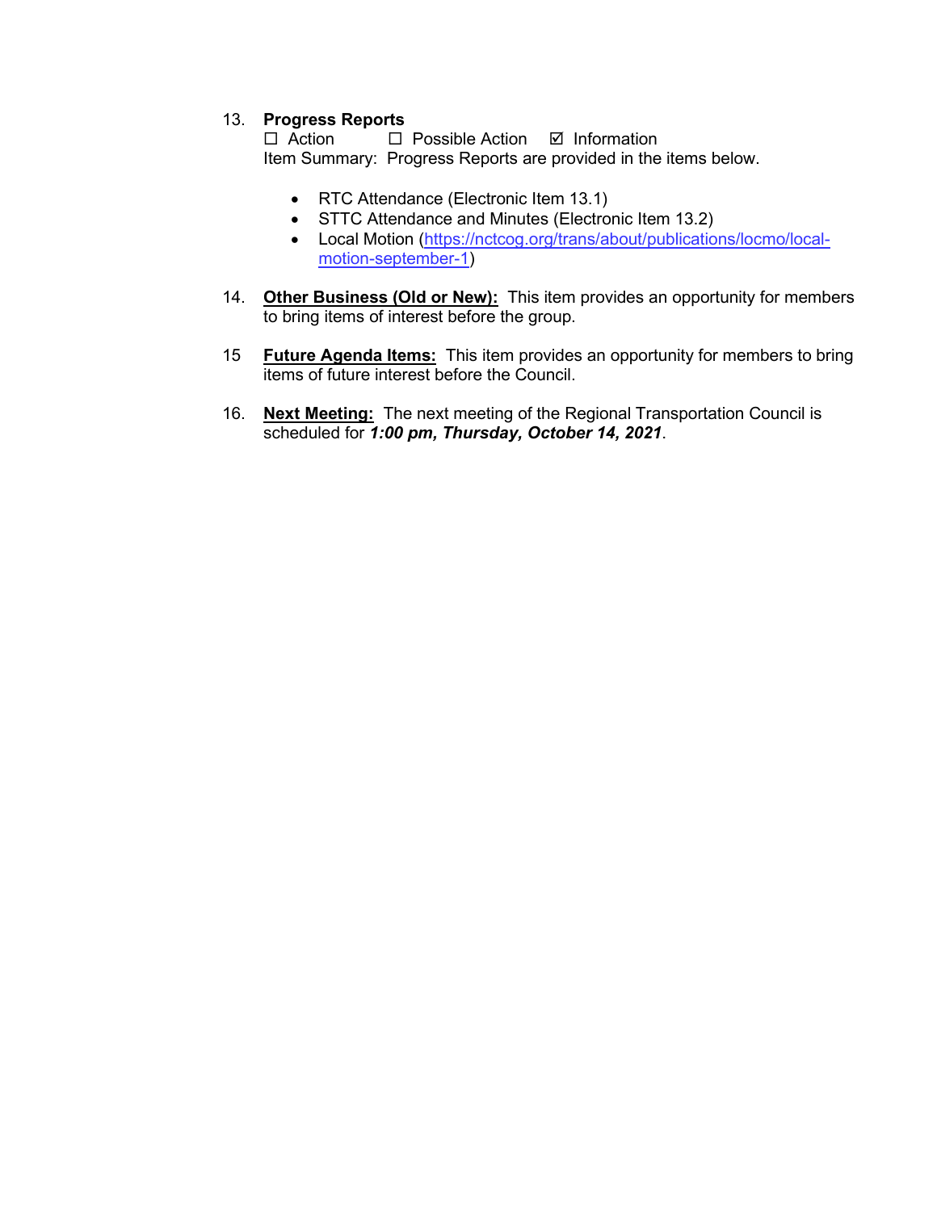13. **Progress Reports**
☐ Action ☐ Possible Action ☑ Information
Item Summary: Progress Reports are provided in the items below.

- RTC Attendance (Electronic Item 13.1)
- STTC Attendance and Minutes (Electronic Item 13.2)
- Local Motion (https://nctcog.org/trans/about/publications/locmo/local-motion-september-1)

14. **Other Business (Old or New):** This item provides an opportunity for members to bring items of interest before the group.

15 **Future Agenda Items:** This item provides an opportunity for members to bring items of future interest before the Council.

16. **Next Meeting:** The next meeting of the Regional Transportation Council is scheduled for ***1:00 pm, Thursday, October 14, 2021***.